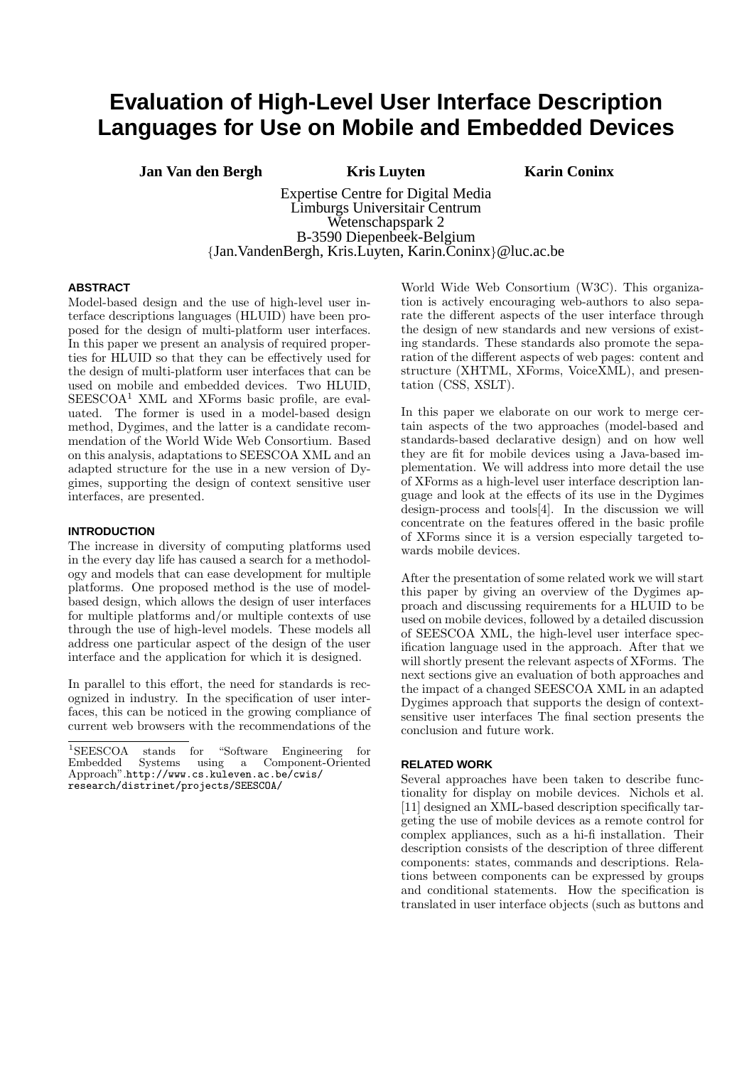# Evaluation of High-Level User Interface Description Languages for Use on Mobile and Embedded Devices

**Jan Van den Bergh** **Kris Luyten** **Karin Coninx**

Expertise Centre for Digital Media
Limburgs Universitair Centrum
Wetenschapspark 2
B-3590 Diepenbeek-Belgium
{Jan.VandenBergh, Kris.Luyten, Karin.Coninx}@luc.ac.be

## ABSTRACT

Model-based design and the use of high-level user interface descriptions languages (HLUID) have been proposed for the design of multi-platform user interfaces. In this paper we present an analysis of required properties for HLUID so that they can be effectively used for the design of multi-platform user interfaces that can be used on mobile and embedded devices. Two HLUID, SEESCOA[1] XML and XForms basic profile, are evaluated. The former is used in a model-based design method, Dygimes, and the latter is a candidate recommendation of the World Wide Web Consortium. Based on this analysis, adaptations to SEESCOA XML and an adapted structure for the use in a new version of Dygimes, supporting the design of context sensitive user interfaces, are presented.

## INTRODUCTION

The increase in diversity of computing platforms used in the every day life has caused a search for a methodology and models that can ease development for multiple platforms. One proposed method is the use of model-based design, which allows the design of user interfaces for multiple platforms and/or multiple contexts of use through the use of high-level models. These models all address one particular aspect of the design of the user interface and the application for which it is designed.

In parallel to this effort, the need for standards is recognized in industry. In the specification of user interfaces, this can be noticed in the growing compliance of current web browsers with the recommendations of the World Wide Web Consortium (W3C). This organization is actively encouraging web-authors to also separate the different aspects of the user interface through the design of new standards and new versions of existing standards. These standards also promote the separation of the different aspects of web pages: content and structure (XHTML, XForms, VoiceXML), and presentation (CSS, XSLT).

In this paper we elaborate on our work to merge certain aspects of the two approaches (model-based and standards-based declarative design) and on how well they are fit for mobile devices using a Java-based implementation. We will address into more detail the use of XForms as a high-level user interface description language and look at the effects of its use in the Dygimes design-process and tools[4]. In the discussion we will concentrate on the features offered in the basic profile of XForms since it is a version especially targeted towards mobile devices.

After the presentation of some related work we will start this paper by giving an overview of the Dygimes approach and discussing requirements for a HLUID to be used on mobile devices, followed by a detailed discussion of SEESCOA XML, the high-level user interface specification language used in the approach. After that we will shortly present the relevant aspects of XForms. The next sections give an evaluation of both approaches and the impact of a changed SEESCOA XML in an adapted Dygimes approach that supports the design of context-sensitive user interfaces The final section presents the conclusion and future work.

## RELATED WORK

Several approaches have been taken to describe functionality for display on mobile devices. Nichols et al. [11] designed an XML-based description specifically targeting the use of mobile devices as a remote control for complex appliances, such as a hi-fi installation. Their description consists of the description of three different components: states, commands and descriptions. Relations between components can be expressed by groups and conditional statements. How the specification is translated in user interface objects (such as buttons and

---

[1] SEESCOA stands for "Software Engineering for Embedded Systems using a Component-Oriented Approach".http://www.cs.kuleven.ac.be/cwis/research/distrinet/projects/SEESCOA/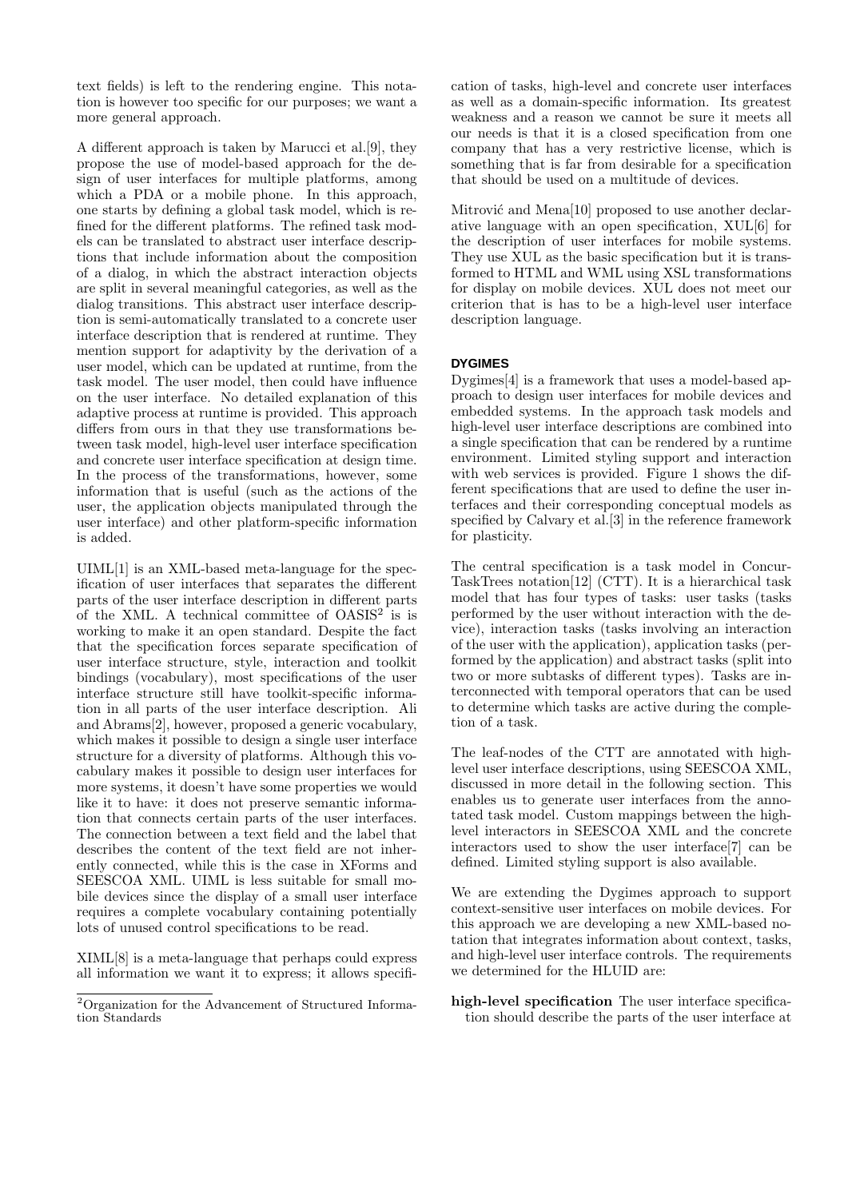text fields) is left to the rendering engine. This notation is however too specific for our purposes; we want a more general approach.

A different approach is taken by Marucci et al.[9], they propose the use of model-based approach for the design of user interfaces for multiple platforms, among which a PDA or a mobile phone. In this approach, one starts by defining a global task model, which is refined for the different platforms. The refined task models can be translated to abstract user interface descriptions that include information about the composition of a dialog, in which the abstract interaction objects are split in several meaningful categories, as well as the dialog transitions. This abstract user interface description is semi-automatically translated to a concrete user interface description that is rendered at runtime. They mention support for adaptivity by the derivation of a user model, which can be updated at runtime, from the task model. The user model, then could have influence on the user interface. No detailed explanation of this adaptive process at runtime is provided. This approach differs from ours in that they use transformations between task model, high-level user interface specification and concrete user interface specification at design time. In the process of the transformations, however, some information that is useful (such as the actions of the user, the application objects manipulated through the user interface) and other platform-specific information is added.

UIML[1] is an XML-based meta-language for the specification of user interfaces that separates the different parts of the user interface description in different parts of the XML. A technical committee of OASIS[2] is is working to make it an open standard. Despite the fact that the specification forces separate specification of user interface structure, style, interaction and toolkit bindings (vocabulary), most specifications of the user interface structure still have toolkit-specific information in all parts of the user interface description. Ali and Abrams[2], however, proposed a generic vocabulary, which makes it possible to design a single user interface structure for a diversity of platforms. Although this vocabulary makes it possible to design user interfaces for more systems, it doesn't have some properties we would like it to have: it does not preserve semantic information that connects certain parts of the user interfaces. The connection between a text field and the label that describes the content of the text field are not inherently connected, while this is the case in XForms and SEESCOA XML. UIML is less suitable for small mobile devices since the display of a small user interface requires a complete vocabulary containing potentially lots of unused control specifications to be read.

XIML[8] is a meta-language that perhaps could express all information we want it to express; it allows specification of tasks, high-level and concrete user interfaces as well as a domain-specific information. Its greatest weakness and a reason we cannot be sure it meets all our needs is that it is a closed specification from one company that has a very restrictive license, which is something that is far from desirable for a specification that should be used on a multitude of devices.

Mitrović and Mena[10] proposed to use another declarative language with an open specification, XUL[6] for the description of user interfaces for mobile systems. They use XUL as the basic specification but it is transformed to HTML and WML using XSL transformations for display on mobile devices. XUL does not meet our criterion that is has to be a high-level user interface description language.

## DYGIMES

Dygimes[4] is a framework that uses a model-based approach to design user interfaces for mobile devices and embedded systems. In the approach task models and high-level user interface descriptions are combined into a single specification that can be rendered by a runtime environment. Limited styling support and interaction with web services is provided. Figure 1 shows the different specifications that are used to define the user interfaces and their corresponding conceptual models as specified by Calvary et al.[3] in the reference framework for plasticity.

The central specification is a task model in ConcurTaskTrees notation[12] (CTT). It is a hierarchical task model that has four types of tasks: user tasks (tasks performed by the user without interaction with the device), interaction tasks (tasks involving an interaction of the user with the application), application tasks (performed by the application) and abstract tasks (split into two or more subtasks of different types). Tasks are interconnected with temporal operators that can be used to determine which tasks are active during the completion of a task.

The leaf-nodes of the CTT are annotated with high-level user interface descriptions, using SEESCOA XML, discussed in more detail in the following section. This enables us to generate user interfaces from the annotated task model. Custom mappings between the high-level interactors in SEESCOA XML and the concrete interactors used to show the user interface[7] can be defined. Limited styling support is also available.

We are extending the Dygimes approach to support context-sensitive user interfaces on mobile devices. For this approach we are developing a new XML-based notation that integrates information about context, tasks, and high-level user interface controls. The requirements we determined for the HLUID are:

**high-level specification** The user interface specification should describe the parts of the user interface at

[2] Organization for the Advancement of Structured Information Standards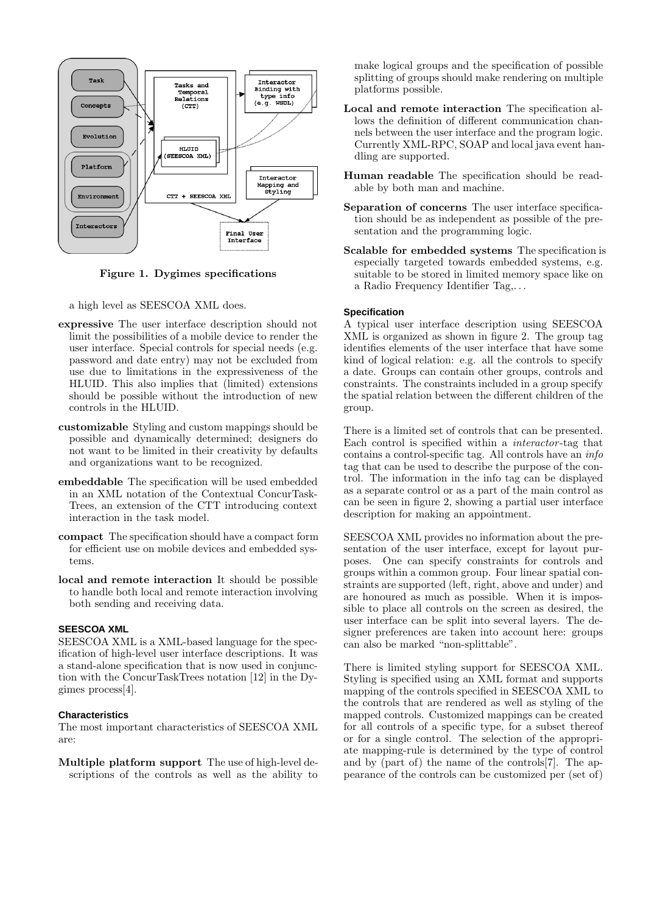Figure 1. Dygimes specifications

a high level as SEESCOA XML does.

**expressive** The user interface description should not limit the possibilities of a mobile device to render the user interface. Special controls for special needs (e.g. password and date entry) may not be excluded from use due to limitations in the expressiveness of the HLUID. This also implies that (limited) extensions should be possible without the introduction of new controls in the HLUID.

**customizable** Styling and custom mappings should be possible and dynamically determined; designers do not want to be limited in their creativity by defaults and organizations want to be recognized.

**embeddable** The specification will be used embedded in an XML notation of the Contextual ConcurTask-Trees, an extension of the CTT introducing context interaction in the task model.

**compact** The specification should have a compact form for efficient use on mobile devices and embedded systems.

**local and remote interaction** It should be possible to handle both local and remote interaction involving both sending and receiving data.

## SEESCOA XML

SEESCOA XML is a XML-based language for the specification of high-level user interface descriptions. It was a stand-alone specification that is now used in conjunction with the ConcurTaskTrees notation [12] in the Dygimes process[4].

### Characteristics

The most important characteristics of SEESCOA XML are:

**Multiple platform support** The use of high-level descriptions of the controls as well as the ability to make logical groups and the specification of possible splitting of groups should make rendering on multiple platforms possible.

**Local and remote interaction** The specification allows the definition of different communication channels between the user interface and the program logic. Currently XML-RPC, SOAP and local java event handling are supported.

**Human readable** The specification should be readable by both man and machine.

**Separation of concerns** The user interface specification should be as independent as possible of the presentation and the programming logic.

**Scalable for embedded systems** The specification is especially targeted towards embedded systems, e.g. suitable to be stored in limited memory space like on a Radio Frequency Identifier Tag,. . .

### Specification

A typical user interface description using SEESCOA XML is organized as shown in figure 2. The group tag identifies elements of the user interface that have some kind of logical relation: e.g. all the controls to specify a date. Groups can contain other groups, controls and constraints. The constraints included in a group specify the spatial relation between the different children of the group.

There is a limited set of controls that can be presented. Each control is specified within a *interactor*-tag that contains a control-specific tag. All controls have an *info* tag that can be used to describe the purpose of the control. The information in the info tag can be displayed as a separate control or as a part of the main control as can be seen in figure 2, showing a partial user interface description for making an appointment.

SEESCOA XML provides no information about the presentation of the user interface, except for layout purposes. One can specify constraints for controls and groups within a common group. Four linear spatial constraints are supported (left, right, above and under) and are honoured as much as possible. When it is impossible to place all controls on the screen as desired, the user interface can be split into several layers. The designer preferences are taken into account here: groups can also be marked "non-splittable".

There is limited styling support for SEESCOA XML. Styling is specified using an XML format and supports mapping of the controls specified in SEESCOA XML to the controls that are rendered as well as styling of the mapped controls. Customized mappings can be created for all controls of a specific type, for a subset thereof or for a single control. The selection of the appropriate mapping-rule is determined by the type of control and by (part of) the name of the controls[7]. The appearance of the controls can be customized per (set of)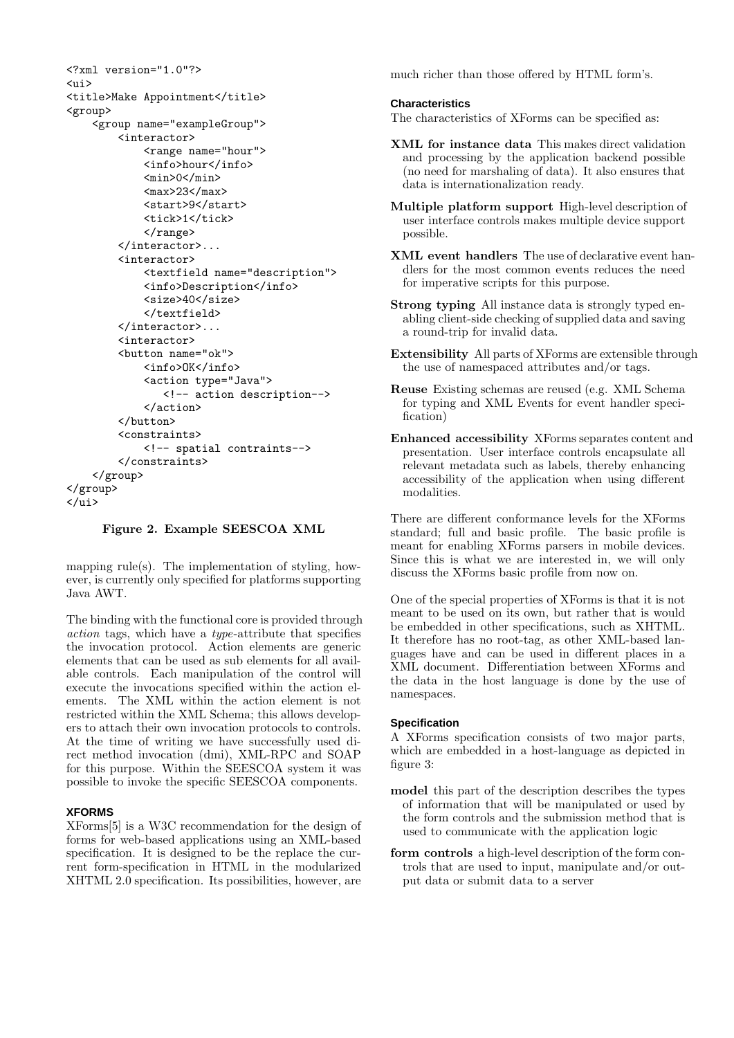```xml
<?xml version="1.0"?>
<ui>
<title>Make Appointment</title>
<group>
    <group name="exampleGroup">
        <interactor>
            <range name="hour">
            <info>hour</info>
            <min>0</min>
            <max>23</max>
            <start>9</start>
            <tick>1</tick>
            </range>
        </interactor>...
        <interactor>
            <textfield name="description">
            <info>Description</info>
            <size>40</size>
            </textfield>
        </interactor>...
        <interactor>
        <button name="ok">
            <info>OK</info>
            <action type="Java">
               <!-- action description-->
            </action>
        </button>
        <constraints>
            <!-- spatial contraints-->
        </constraints>
    </group>
</group>
</ui>
```

**Figure 2. Example SEESCOA XML**

mapping rule(s). The implementation of styling, however, is currently only specified for platforms supporting Java AWT.

The binding with the functional core is provided through *action* tags, which have a *type*-attribute that specifies the invocation protocol. Action elements are generic elements that can be used as sub elements for all available controls. Each manipulation of the control will execute the invocations specified within the action elements. The XML within the action element is not restricted within the XML Schema; this allows developers to attach their own invocation protocols to controls. At the time of writing we have successfully used direct method invocation (dmi), XML-RPC and SOAP for this purpose. Within the SEESCOA system it was possible to invoke the specific SEESCOA components.

### XFORMS

XForms[5] is a W3C recommendation for the design of forms for web-based applications using an XML-based specification. It is designed to be the replace the current form-specification in HTML in the modularized XHTML 2.0 specification. Its possibilities, however, are much richer than those offered by HTML form's.

#### Characteristics

The characteristics of XForms can be specified as:

**XML for instance data** This makes direct validation and processing by the application backend possible (no need for marshaling of data). It also ensures that data is internationalization ready.

**Multiple platform support** High-level description of user interface controls makes multiple device support possible.

**XML event handlers** The use of declarative event handlers for the most common events reduces the need for imperative scripts for this purpose.

**Strong typing** All instance data is strongly typed enabling client-side checking of supplied data and saving a round-trip for invalid data.

**Extensibility** All parts of XForms are extensible through the use of namespaced attributes and/or tags.

**Reuse** Existing schemas are reused (e.g. XML Schema for typing and XML Events for event handler specification)

**Enhanced accessibility** XForms separates content and presentation. User interface controls encapsulate all relevant metadata such as labels, thereby enhancing accessibility of the application when using different modalities.

There are different conformance levels for the XForms standard; full and basic profile. The basic profile is meant for enabling XForms parsers in mobile devices. Since this is what we are interested in, we will only discuss the XForms basic profile from now on.

One of the special properties of XForms is that it is not meant to be used on its own, but rather that is would be embedded in other specifications, such as XHTML. It therefore has no root-tag, as other XML-based languages have and can be used in different places in a XML document. Differentiation between XForms and the data in the host language is done by the use of namespaces.

#### Specification

A XForms specification consists of two major parts, which are embedded in a host-language as depicted in figure 3:

**model** this part of the description describes the types of information that will be manipulated or used by the form controls and the submission method that is used to communicate with the application logic

**form controls** a high-level description of the form controls that are used to input, manipulate and/or output data or submit data to a server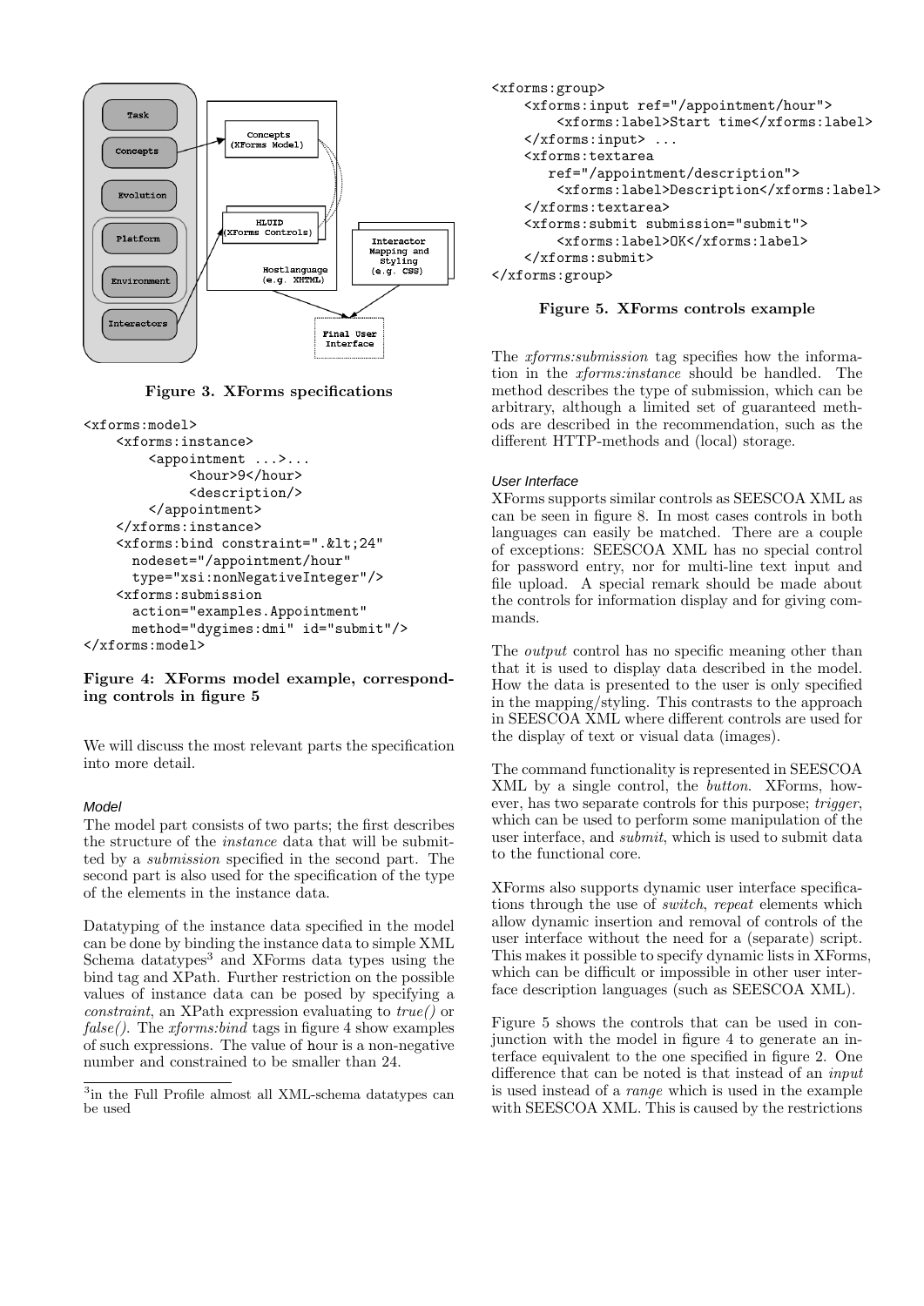Figure 3. XForms specifications

```
<xforms:model>
    <xforms:instance>
        <appointment ...>...
            <hour>9</hour>
            <description/>
        </appointment>
    </xforms:instance>
    <xforms:bind constraint=".&lt;24"
      nodeset="/appointment/hour"
      type="xsi:nonNegativeInteger"/>
    <xforms:submission
      action="examples.Appointment"
      method="dygimes:dmi" id="submit"/>
</xforms:model>
```

**Figure 4: XForms model example, corresponding controls in figure 5**

We will discuss the most relevant parts the specification into more detail.

### *Model*

The model part consists of two parts; the first describes the structure of the *instance* data that will be submitted by a *submission* specified in the second part. The second part is also used for the specification of the type of the elements in the instance data.

Datatyping of the instance data specified in the model can be done by binding the instance data to simple XML Schema datatypes[3] and XForms data types using the bind tag and XPath. Further restriction on the possible values of instance data can be posed by specifying a *constraint*, an XPath expression evaluating to *true()* or *false()*. The *xforms:bind* tags in figure 4 show examples of such expressions. The value of hour is a non-negative number and constrained to be smaller than 24.

[3]in the Full Profile almost all XML-schema datatypes can be used

```
<xforms:group>
    <xforms:input ref="/appointment/hour">
        <xforms:label>Start time</xforms:label>
    </xforms:input> ...
    <xforms:textarea
       ref="/appointment/description">
        <xforms:label>Description</xforms:label>
    </xforms:textarea>
    <xforms:submit submission="submit">
        <xforms:label>OK</xforms:label>
    </xforms:submit>
</xforms:group>
```

**Figure 5. XForms controls example**

The *xforms:submission* tag specifies how the information in the *xforms:instance* should be handled. The method describes the type of submission, which can be arbitrary, although a limited set of guaranteed methods are described in the recommendation, such as the different HTTP-methods and (local) storage.

### *User Interface*

XForms supports similar controls as SEESCOA XML as can be seen in figure 8. In most cases controls in both languages can easily be matched. There are a couple of exceptions: SEESCOA XML has no special control for password entry, nor for multi-line text input and file upload. A special remark should be made about the controls for information display and for giving commands.

The *output* control has no specific meaning other than that it is used to display data described in the model. How the data is presented to the user is only specified in the mapping/styling. This contrasts to the approach in SEESCOA XML where different controls are used for the display of text or visual data (images).

The command functionality is represented in SEESCOA XML by a single control, the *button*. XForms, however, has two separate controls for this purpose; *trigger*, which can be used to perform some manipulation of the user interface, and *submit*, which is used to submit data to the functional core.

XForms also supports dynamic user interface specifications through the use of *switch*, *repeat* elements which allow dynamic insertion and removal of controls of the user interface without the need for a (separate) script. This makes it possible to specify dynamic lists in XForms, which can be difficult or impossible in other user interface description languages (such as SEESCOA XML).

Figure 5 shows the controls that can be used in conjunction with the model in figure 4 to generate an interface equivalent to the one specified in figure 2. One difference that can be noted is that instead of an *input* is used instead of a *range* which is used in the example with SEESCOA XML. This is caused by the restrictions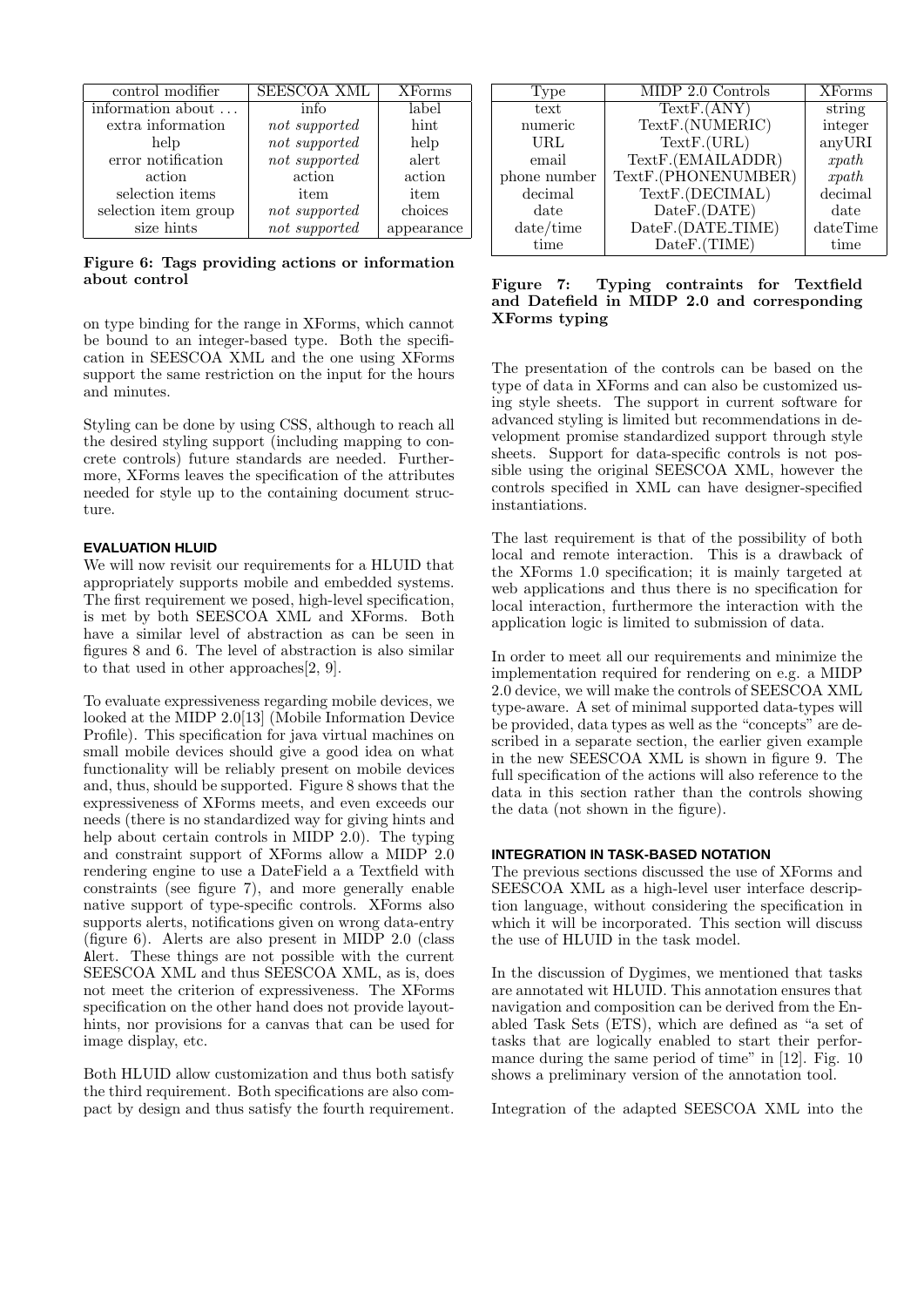| control modifier | SEESCOA XML | XForms |
|---|---|---|
| information about ... | info | label |
| extra information | *not supported* | hint |
| help | *not supported* | help |
| error notification | *not supported* | alert |
| action | action | action |
| selection items | item | item |
| selection item group | *not supported* | choices |
| size hints | *not supported* | appearance |

**Figure 6: Tags providing actions or information about control**

on type binding for the range in XForms, which cannot be bound to an integer-based type. Both the specification in SEESCOA XML and the one using XForms support the same restriction on the input for the hours and minutes.

Styling can be done by using CSS, although to reach all the desired styling support (including mapping to concrete controls) future standards are needed. Furthermore, XForms leaves the specification of the attributes needed for style up to the containing document structure.

#### EVALUATION HLUID

We will now revisit our requirements for a HLUID that appropriately supports mobile and embedded systems. The first requirement we posed, high-level specification, is met by both SEESCOA XML and XForms. Both have a similar level of abstraction as can be seen in figures 8 and 6. The level of abstraction is also similar to that used in other approaches[2, 9].

To evaluate expressiveness regarding mobile devices, we looked at the MIDP 2.0[13] (Mobile Information Device Profile). This specification for java virtual machines on small mobile devices should give a good idea on what functionality will be reliably present on mobile devices and, thus, should be supported. Figure 8 shows that the expressiveness of XForms meets, and even exceeds our needs (there is no standardized way for giving hints and help about certain controls in MIDP 2.0). The typing and constraint support of XForms allow a MIDP 2.0 rendering engine to use a DateField a a Textfield with constraints (see figure 7), and more generally enable native support of type-specific controls. XForms also supports alerts, notifications given on wrong data-entry (figure 6). Alerts are also present in MIDP 2.0 (class Alert. These things are not possible with the current SEESCOA XML and thus SEESCOA XML, as is, does not meet the criterion of expressiveness. The XForms specification on the other hand does not provide layout-hints, nor provisions for a canvas that can be used for image display, etc.

Both HLUID allow customization and thus both satisfy the third requirement. Both specifications are also compact by design and thus satisfy the fourth requirement.

| Type | MIDP 2.0 Controls | XForms |
|---|---|---|
| text | TextF.(ANY) | string |
| numeric | TextF.(NUMERIC) | integer |
| URL | TextF.(URL) | anyURI |
| email | TextF.(EMAILADDR) | *xpath* |
| phone number | TextF.(PHONENUMBER) | *xpath* |
| decimal | TextF.(DECIMAL) | decimal |
| date | DateF.(DATE) | date |
| date/time | DateF.(DATE_TIME) | dateTime |
| time | DateF.(TIME) | time |

**Figure 7: Typing contraints for Textfield and Datefield in MIDP 2.0 and corresponding XForms typing**

The presentation of the controls can be based on the type of data in XForms and can also be customized using style sheets. The support in current software for advanced styling is limited but recommendations in development promise standardized support through style sheets. Support for data-specific controls is not possible using the original SEESCOA XML, however the controls specified in XML can have designer-specified instantiations.

The last requirement is that of the possibility of both local and remote interaction. This is a drawback of the XForms 1.0 specification; it is mainly targeted at web applications and thus there is no specification for local interaction, furthermore the interaction with the application logic is limited to submission of data.

In order to meet all our requirements and minimize the implementation required for rendering on e.g. a MIDP 2.0 device, we will make the controls of SEESCOA XML type-aware. A set of minimal supported data-types will be provided, data types as well as the "concepts" are described in a separate section, the earlier given example in the new SEESCOA XML is shown in figure 9. The full specification of the actions will also reference to the data in this section rather than the controls showing the data (not shown in the figure).

#### INTEGRATION IN TASK-BASED NOTATION

The previous sections discussed the use of XForms and SEESCOA XML as a high-level user interface description language, without considering the specification in which it will be incorporated. This section will discuss the use of HLUID in the task model.

In the discussion of Dygimes, we mentioned that tasks are annotated wit HLUID. This annotation ensures that navigation and composition can be derived from the Enabled Task Sets (ETS), which are defined as "a set of tasks that are logically enabled to start their performance during the same period of time" in [12]. Fig. 10 shows a preliminary version of the annotation tool.

Integration of the adapted SEESCOA XML into the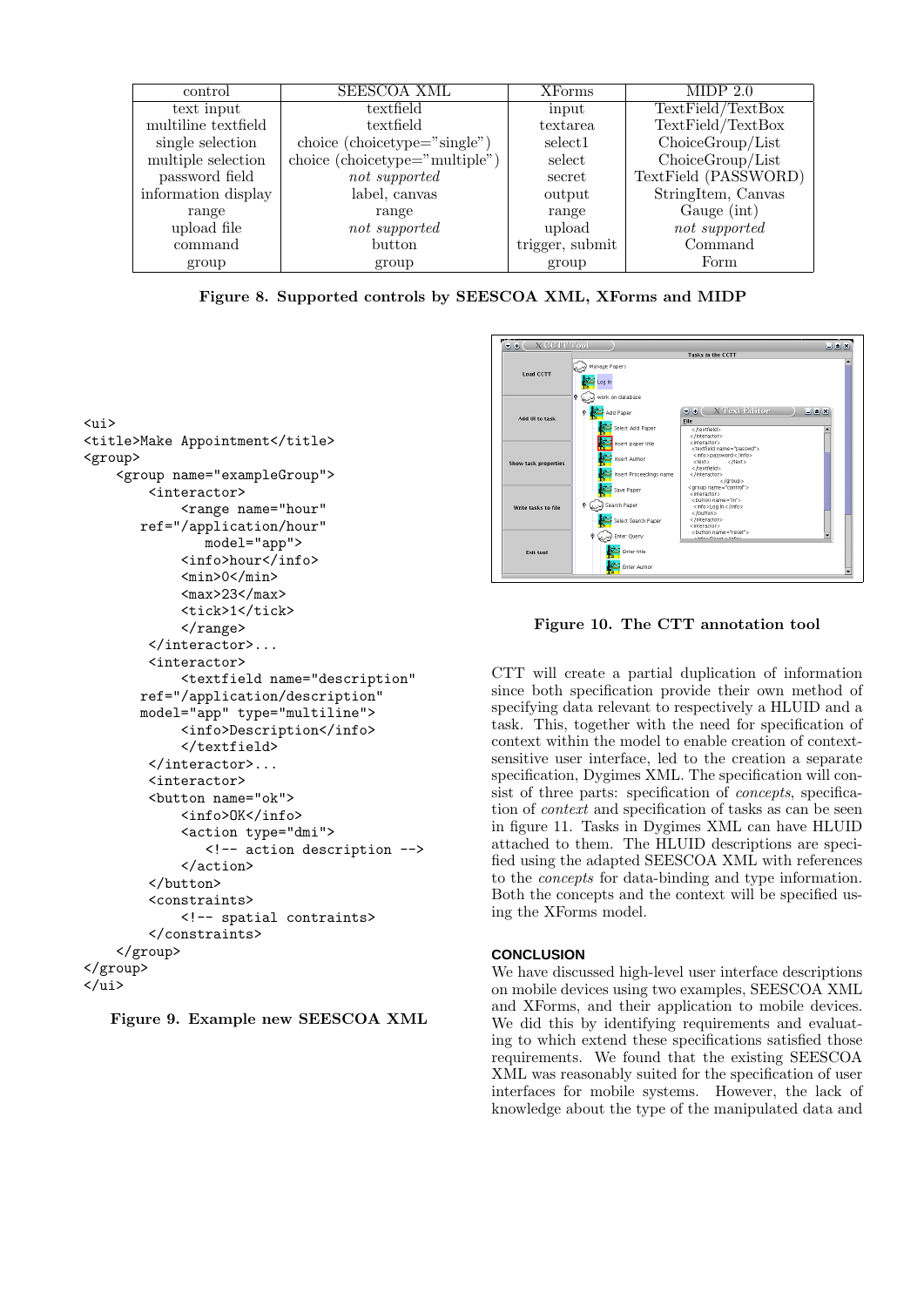| control | SEESCOA XML | XForms | MIDP 2.0 |
|---|---|---|---|
| text input | textfield | input | TextField/TextBox |
| multiline textfield | textfield | textarea | TextField/TextBox |
| single selection | choice (choicetype="single") | select1 | ChoiceGroup/List |
| multiple selection | choice (choicetype="multiple") | select | ChoiceGroup/List |
| password field | *not supported* | secret | TextField (PASSWORD) |
| information display | label, canvas | output | StringItem, Canvas |
| range | range | range | Gauge (int) |
| upload file | *not supported* | upload | *not supported* |
| command | button | trigger, submit | Command |
| group | group | group | Form |

**Figure 8. Supported controls by SEESCOA XML, XForms and MIDP**

```
<ui>
<title>Make Appointment</title>
<group>
    <group name="exampleGroup">
        <interactor>
            <range name="hour"
        ref="/application/hour"
                model="app">
            <info>hour</info>
            <min>0</min>
            <max>23</max>
            <tick>1</tick>
            </range>
        </interactor>...
        <interactor>
            <textfield name="description"
        ref="/application/description"
        model="app" type="multiline">
            <info>Description</info>
            </textfield>
        </interactor>...
        <interactor>
        <button name="ok">
            <info>OK</info>
            <action type="dmi">
               <!-- action description -->
            </action>
        </button>
        <constraints>
            <!-- spatial contraints>
        </constraints>
    </group>
</group>
</ui>
```

**Figure 9. Example new SEESCOA XML**

**Figure 10. The CTT annotation tool**

CTT will create a partial duplication of information since both specification provide their own method of specifying data relevant to respectively a HLUID and a task. This, together with the need for specification of context within the model to enable creation of context-sensitive user interface, led to the creation a separate specification, Dygimes XML. The specification will consist of three parts: specification of *concepts*, specification of *context* and specification of tasks as can be seen in figure 11. Tasks in Dygimes XML can have HLUID attached to them. The HLUID descriptions are specified using the adapted SEESCOA XML with references to the *concepts* for data-binding and type information. Both the concepts and the context will be specified using the XForms model.

## CONCLUSION

We have discussed high-level user interface descriptions on mobile devices using two examples, SEESCOA XML and XForms, and their application to mobile devices. We did this by identifying requirements and evaluating to which extend these specifications satisfied those requirements. We found that the existing SEESCOA XML was reasonably suited for the specification of user interfaces for mobile systems. However, the lack of knowledge about the type of the manipulated data and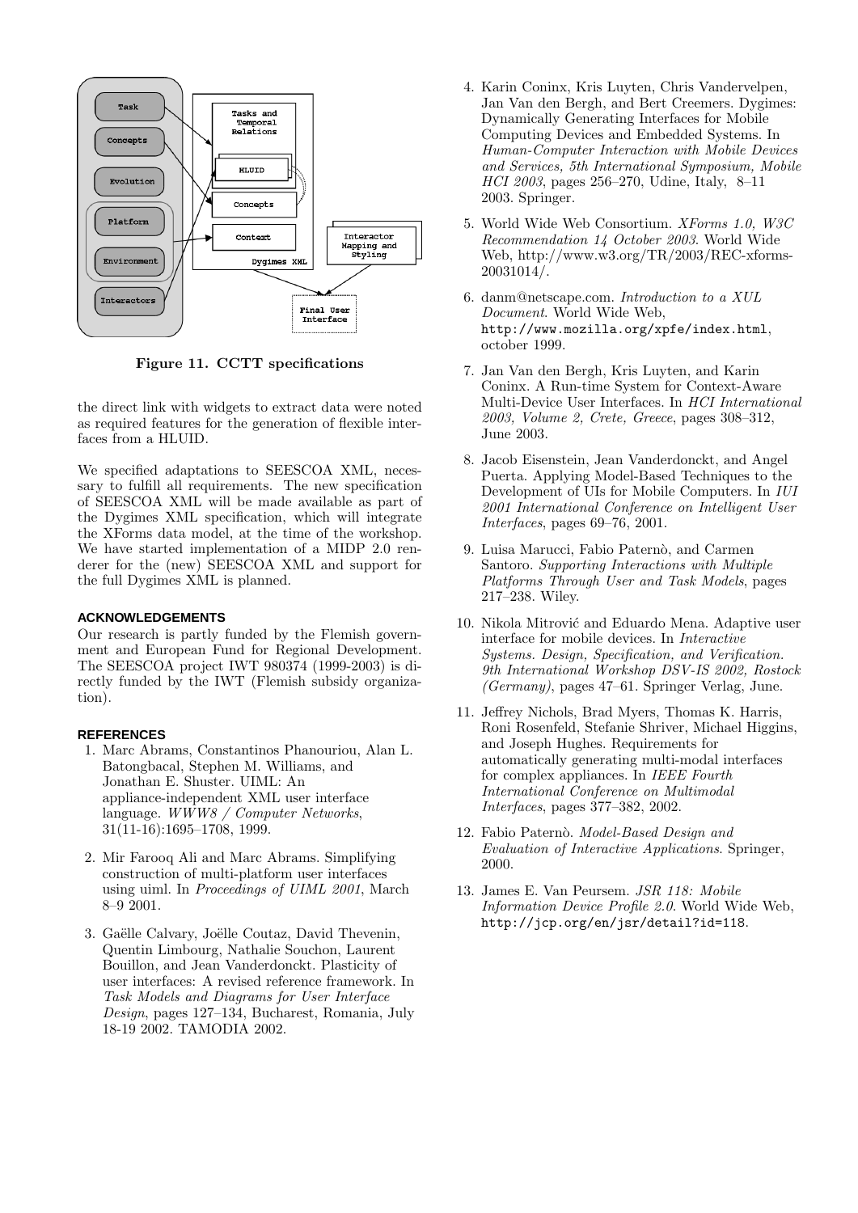Task

Concepts

Evolution

Platform

Environment

Interactors

Tasks and Temporal Relations

HLUID

Concepts

Context

Dygimes XML

Interactor Mapping and Styling

Final User Interface

**Figure 11. CCTT specifications**

the direct link with widgets to extract data were noted as required features for the generation of flexible interfaces from a HLUID.

We specified adaptations to SEESCOA XML, necessary to fulfill all requirements. The new specification of SEESCOA XML will be made available as part of the Dygimes XML specification, which will integrate the XForms data model, at the time of the workshop. We have started implementation of a MIDP 2.0 renderer for the (new) SEESCOA XML and support for the full Dygimes XML is planned.

## ACKNOWLEDGEMENTS

Our research is partly funded by the Flemish government and European Fund for Regional Development. The SEESCOA project IWT 980374 (1999-2003) is directly funded by the IWT (Flemish subsidy organization).

## REFERENCES

1. Marc Abrams, Constantinos Phanouriou, Alan L. Batongbacal, Stephen M. Williams, and Jonathan E. Shuster. UIML: An appliance-independent XML user interface language. *WWW8 / Computer Networks*, 31(11-16):1695–1708, 1999.

2. Mir Farooq Ali and Marc Abrams. Simplifying construction of multi-platform user interfaces using uiml. In *Proceedings of UIML 2001*, March 8–9 2001.

3. Gaëlle Calvary, Joëlle Coutaz, David Thevenin, Quentin Limbourg, Nathalie Souchon, Laurent Bouillon, and Jean Vanderdonckt. Plasticity of user interfaces: A revised reference framework. In *Task Models and Diagrams for User Interface Design*, pages 127–134, Bucharest, Romania, July 18-19 2002. TAMODIA 2002.

4. Karin Coninx, Kris Luyten, Chris Vandervelpen, Jan Van den Bergh, and Bert Creemers. Dygimes: Dynamically Generating Interfaces for Mobile Computing Devices and Embedded Systems. In *Human-Computer Interaction with Mobile Devices and Services, 5th International Symposium, Mobile HCI 2003*, pages 256–270, Udine, Italy, 8–11 2003. Springer.

5. World Wide Web Consortium. *XForms 1.0, W3C Recommendation 14 October 2003*. World Wide Web, http://www.w3.org/TR/2003/REC-xforms-20031014/.

6. danm@netscape.com. *Introduction to a XUL Document*. World Wide Web, http://www.mozilla.org/xpfe/index.html, october 1999.

7. Jan Van den Bergh, Kris Luyten, and Karin Coninx. A Run-time System for Context-Aware Multi-Device User Interfaces. In *HCI International 2003, Volume 2, Crete, Greece*, pages 308–312, June 2003.

8. Jacob Eisenstein, Jean Vanderdonckt, and Angel Puerta. Applying Model-Based Techniques to the Development of UIs for Mobile Computers. In *IUI 2001 International Conference on Intelligent User Interfaces*, pages 69–76, 2001.

9. Luisa Marucci, Fabio Paternò, and Carmen Santoro. *Supporting Interactions with Multiple Platforms Through User and Task Models*, pages 217–238. Wiley.

10. Nikola Mitrović and Eduardo Mena. Adaptive user interface for mobile devices. In *Interactive Systems. Design, Specification, and Verification. 9th International Workshop DSV-IS 2002, Rostock (Germany)*, pages 47–61. Springer Verlag, June.

11. Jeffrey Nichols, Brad Myers, Thomas K. Harris, Roni Rosenfeld, Stefanie Shriver, Michael Higgins, and Joseph Hughes. Requirements for automatically generating multi-modal interfaces for complex appliances. In *IEEE Fourth International Conference on Multimodal Interfaces*, pages 377–382, 2002.

12. Fabio Paternò. *Model-Based Design and Evaluation of Interactive Applications*. Springer, 2000.

13. James E. Van Peursem. *JSR 118: Mobile Information Device Profile 2.0*. World Wide Web, http://jcp.org/en/jsr/detail?id=118.